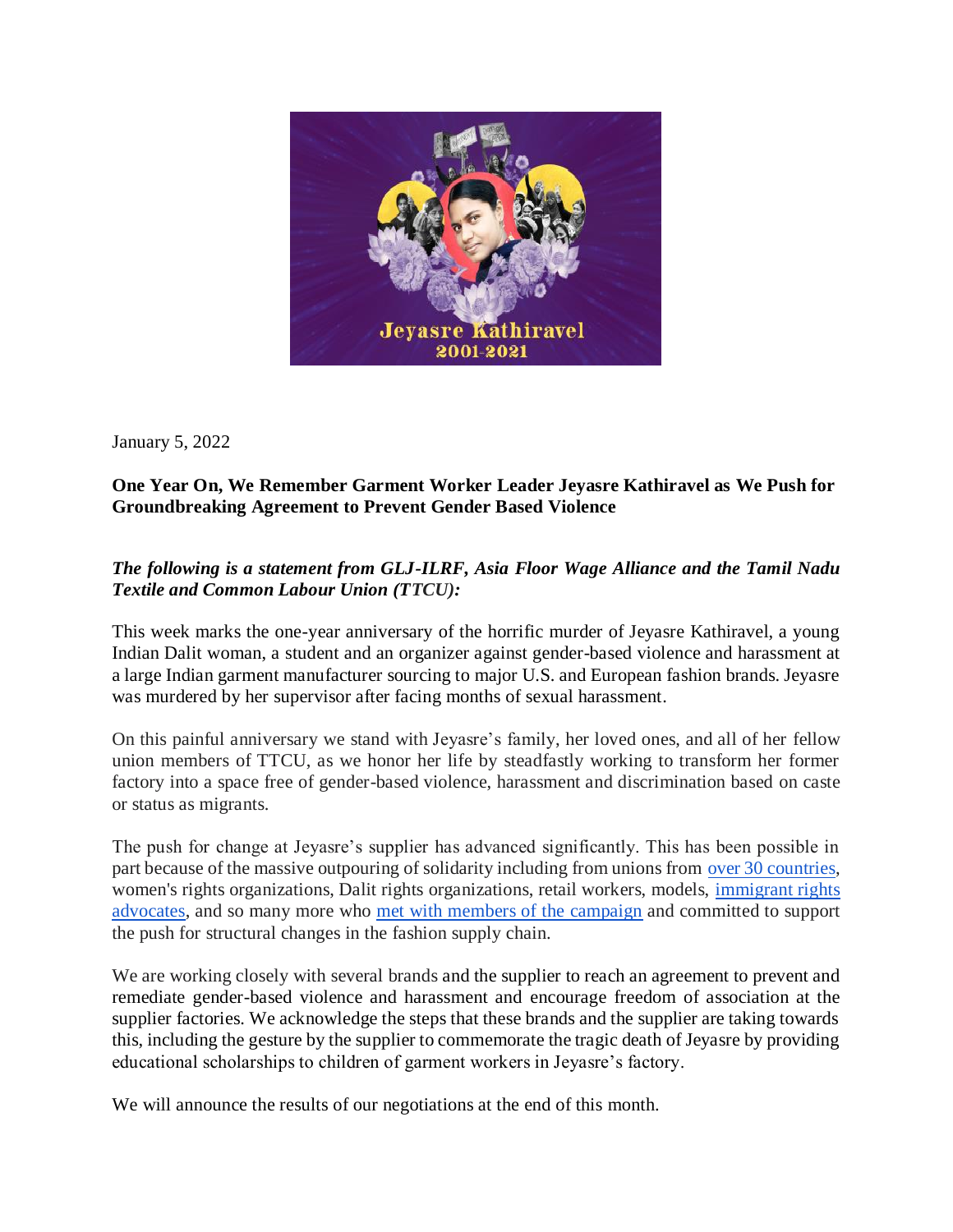January 5, 2022

**One Year On, We Remember Garment Worker Leader Jeyasre Kathiravel as We Push for Groundbreaking Agreement to Prevent Gender Based Violence**

***The following is a statement from GLJ-ILRF, Asia Floor Wage Alliance and the Tamil Nadu Textile and Common Labour Union (TTCU):***

This week marks the one-year anniversary of the horrific murder of Jeyasre Kathiravel, a young Indian Dalit woman, a student and an organizer against gender-based violence and harassment at a large Indian garment manufacturer sourcing to major U.S. and European fashion brands. Jeyasre was murdered by her supervisor after facing months of sexual harassment.

On this painful anniversary we stand with Jeyasre's family, her loved ones, and all of her fellow union members of TTCU, as we honor her life by steadfastly working to transform her former factory into a space free of gender-based violence, harassment and discrimination based on caste or status as migrants.

The push for change at Jeyasre's supplier has advanced significantly. This has been possible in part because of the massive outpouring of solidarity including from unions from over 30 countries, women's rights organizations, Dalit rights organizations, retail workers, models, immigrant rights advocates, and so many more who met with members of the campaign and committed to support the push for structural changes in the fashion supply chain.

We are working closely with several brands and the supplier to reach an agreement to prevent and remediate gender-based violence and harassment and encourage freedom of association at the supplier factories. We acknowledge the steps that these brands and the supplier are taking towards this, including the gesture by the supplier to commemorate the tragic death of Jeyasre by providing educational scholarships to children of garment workers in Jeyasre's factory.

We will announce the results of our negotiations at the end of this month.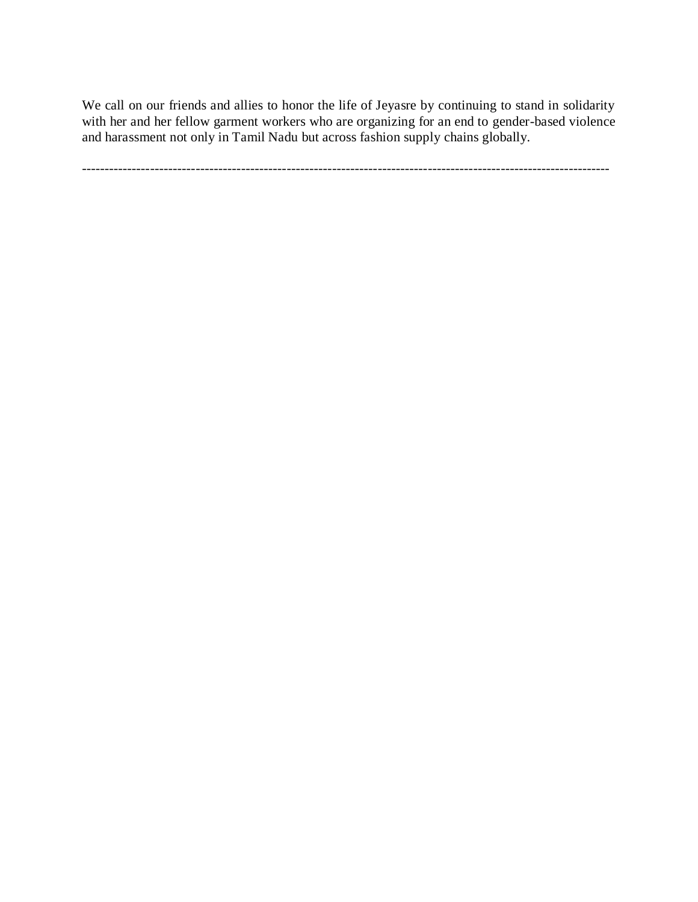We call on our friends and allies to honor the life of Jeyasre by continuing to stand in solidarity with her and her fellow garment workers who are organizing for an end to gender-based violence and harassment not only in Tamil Nadu but across fashion supply chains globally.

---